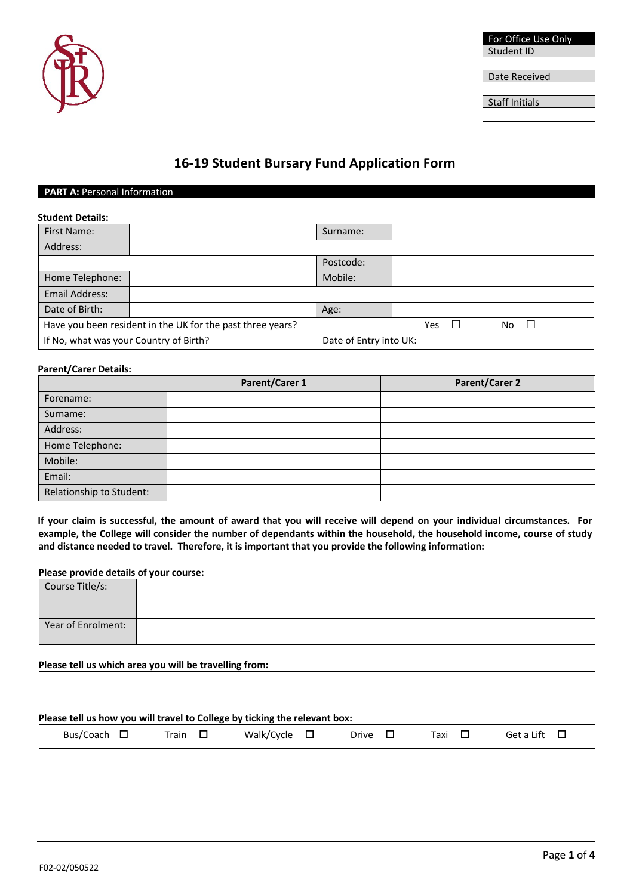| For Office Use Only |
|---|
| Student ID |
| |
| Date Received |
| |
| Staff Initials |
| |

# 16-19 Student Bursary Fund Application Form

**PART A:** Personal Information

**Student Details:**

| First Name: | | Surname: | |
|---|---|---|---|
| Address: | | | |
| | | Postcode: | |
| Home Telephone: | | Mobile: | |
| Email Address: | | | |
| Date of Birth: | | Age: | |
| Have you been resident in the UK for the past three years? | | Yes ☐ | No ☐ |
| If No, what was your Country of Birth? | | Date of Entry into UK: | |

**Parent/Carer Details:**

| | Parent/Carer 1 | Parent/Carer 2 |
|---|---|---|
| Forename: | | |
| Surname: | | |
| Address: | | |
| Home Telephone: | | |
| Mobile: | | |
| Email: | | |
| Relationship to Student: | | |

**If your claim is successful, the amount of award that you will receive will depend on your individual circumstances. For example, the College will consider the number of dependants within the household, the household income, course of study and distance needed to travel. Therefore, it is important that you provide the following information:**

**Please provide details of your course:**

| Course Title/s: | |
|---|---|
| Year of Enrolment: | |

**Please tell us which area you will be travelling from:**

| |
|---|
| |

**Please tell us how you will travel to College by ticking the relevant box:**

| Bus/Coach ☐ | Train ☐ | Walk/Cycle ☐ | Drive ☐ | Taxi ☐ | Get a Lift ☐ |
|---|---|---|---|---|---|

F02-02/050522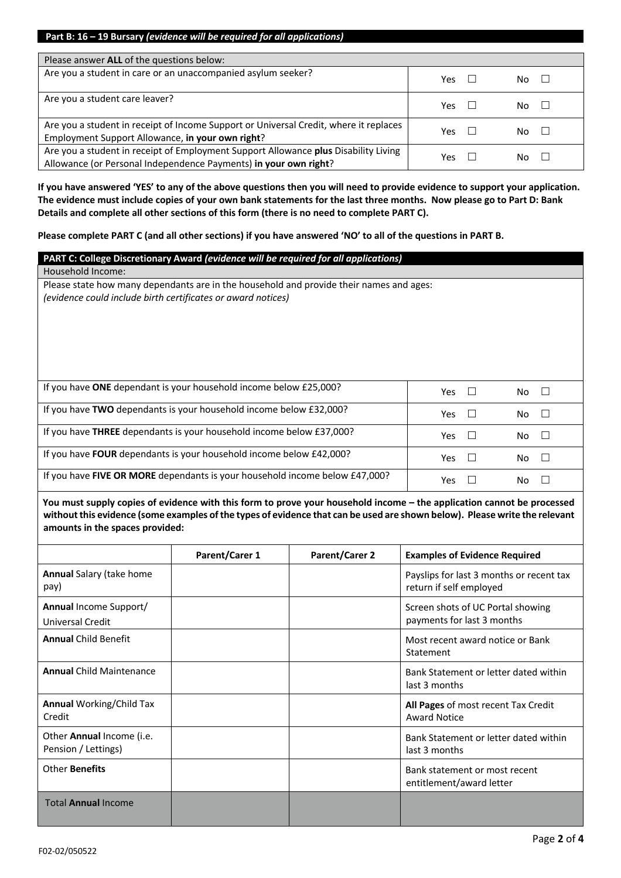## Part B: 16 – 19 Bursary *(evidence will be required for all applications)*

| Please answer **ALL** of the questions below: | | |
|---|---|---|
| Are you a student in care or an unaccompanied asylum seeker? | Yes ☐ | No ☐ |
| Are you a student care leaver? | Yes ☐ | No ☐ |
| Are you a student in receipt of Income Support or Universal Credit, where it replaces Employment Support Allowance, **in your own right**? | Yes ☐ | No ☐ |
| Are you a student in receipt of Employment Support Allowance **plus** Disability Living Allowance (or Personal Independence Payments) **in your own right**? | Yes ☐ | No ☐ |

**If you have answered 'YES' to any of the above questions then you will need to provide evidence to support your application. The evidence must include copies of your own bank statements for the last three months. Now please go to Part D: Bank Details and complete all other sections of this form (there is no need to complete PART C).**

**Please complete PART C (and all other sections) if you have answered 'NO' to all of the questions in PART B.**

## PART C: College Discretionary Award *(evidence will be required for all applications)*

Household Income:

Please state how many dependants are in the household and provide their names and ages:
*(evidence could include birth certificates or award notices)*

| | | |
|---|---|---|
| If you have **ONE** dependant is your household income below £25,000? | Yes ☐ | No ☐ |
| If you have **TWO** dependants is your household income below £32,000? | Yes ☐ | No ☐ |
| If you have **THREE** dependants is your household income below £37,000? | Yes ☐ | No ☐ |
| If you have **FOUR** dependants is your household income below £42,000? | Yes ☐ | No ☐ |
| If you have **FIVE OR MORE** dependants is your household income below £47,000? | Yes ☐ | No ☐ |

**You must supply copies of evidence with this form to prove your household income – the application cannot be processed without this evidence (some examples of the types of evidence that can be used are shown below). Please write the relevant amounts in the spaces provided:**

| | Parent/Carer 1 | Parent/Carer 2 | Examples of Evidence Required |
|---|---|---|---|
| **Annual** Salary (take home pay) | | | Payslips for last 3 months or recent tax return if self employed |
| **Annual** Income Support/ Universal Credit | | | Screen shots of UC Portal showing payments for last 3 months |
| **Annual** Child Benefit | | | Most recent award notice or Bank Statement |
| **Annual** Child Maintenance | | | Bank Statement or letter dated within last 3 months |
| **Annual** Working/Child Tax Credit | | | **All Pages** of most recent Tax Credit Award Notice |
| Other **Annual** Income (i.e. Pension / Lettings) | | | Bank Statement or letter dated within last 3 months |
| Other **Benefits** | | | Bank statement or most recent entitlement/award letter |
| Total **Annual** Income | | | |

F02-02/050522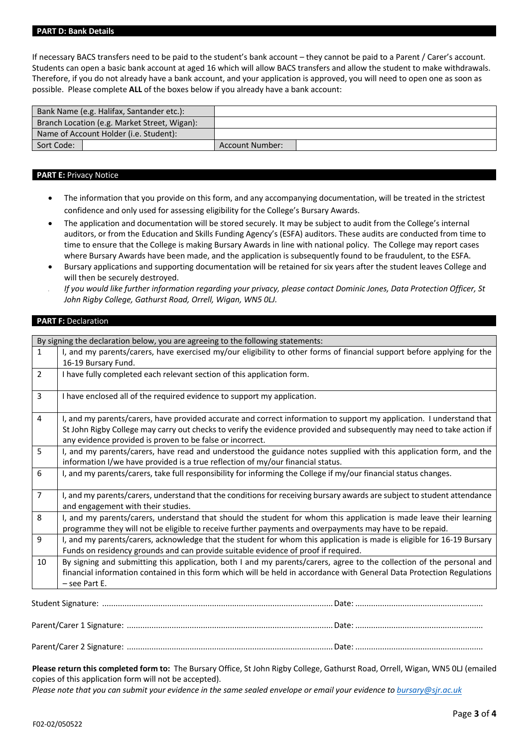## PART D: Bank Details

If necessary BACS transfers need to be paid to the student's bank account – they cannot be paid to a Parent / Carer's account. Students can open a basic bank account at aged 16 which will allow BACS transfers and allow the student to make withdrawals. Therefore, if you do not already have a bank account, and your application is approved, you will need to open one as soon as possible. Please complete **ALL** of the boxes below if you already have a bank account:

| Bank Name (e.g. Halifax, Santander etc.): | | | |
|---|---|---|---|
| Branch Location (e.g. Market Street, Wigan): | | | |
| Name of Account Holder (i.e. Student): | | | |
| Sort Code: | | Account Number: | |

## PART E: Privacy Notice

- The information that you provide on this form, and any accompanying documentation, will be treated in the strictest confidence and only used for assessing eligibility for the College's Bursary Awards.
- The application and documentation will be stored securely. It may be subject to audit from the College's internal auditors, or from the Education and Skills Funding Agency's (ESFA) auditors. These audits are conducted from time to time to ensure that the College is making Bursary Awards in line with national policy. The College may report cases where Bursary Awards have been made, and the application is subsequently found to be fraudulent, to the ESFA.
- Bursary applications and supporting documentation will be retained for six years after the student leaves College and will then be securely destroyed.
- *If you would like further information regarding your privacy, please contact Dominic Jones, Data Protection Officer, St John Rigby College, Gathurst Road, Orrell, Wigan, WN5 0LJ.*

## PART F: Declaration

| By signing the declaration below, you are agreeing to the following statements: | |
|---|---|
| 1 | I, and my parents/carers, have exercised my/our eligibility to other forms of financial support before applying for the 16-19 Bursary Fund. |
| 2 | I have fully completed each relevant section of this application form. |
| 3 | I have enclosed all of the required evidence to support my application. |
| 4 | I, and my parents/carers, have provided accurate and correct information to support my application. I understand that St John Rigby College may carry out checks to verify the evidence provided and subsequently may need to take action if any evidence provided is proven to be false or incorrect. |
| 5 | I, and my parents/carers, have read and understood the guidance notes supplied with this application form, and the information I/we have provided is a true reflection of my/our financial status. |
| 6 | I, and my parents/carers, take full responsibility for informing the College if my/our financial status changes. |
| 7 | I, and my parents/carers, understand that the conditions for receiving bursary awards are subject to student attendance and engagement with their studies. |
| 8 | I, and my parents/carers, understand that should the student for whom this application is made leave their learning programme they will not be eligible to receive further payments and overpayments may have to be repaid. |
| 9 | I, and my parents/carers, acknowledge that the student for whom this application is made is eligible for 16-19 Bursary Funds on residency grounds and can provide suitable evidence of proof if required. |
| 10 | By signing and submitting this application, both I and my parents/carers, agree to the collection of the personal and financial information contained in this form which will be held in accordance with General Data Protection Regulations – see Part E. |

Student Signature: ........................................................................................................ Date: ........................................................

Parent/Carer 1 Signature: ............................................................................................ Date: ........................................................

Parent/Carer 2 Signature: ............................................................................................ Date: ........................................................

**Please return this completed form to:** The Bursary Office, St John Rigby College, Gathurst Road, Orrell, Wigan, WN5 0LJ (emailed copies of this application form will not be accepted).

*Please note that you can submit your evidence in the same sealed envelope or email your evidence to [bursary@sjr.ac.uk](mailto:bursary@sjr.ac.uk)*

F02-02/050522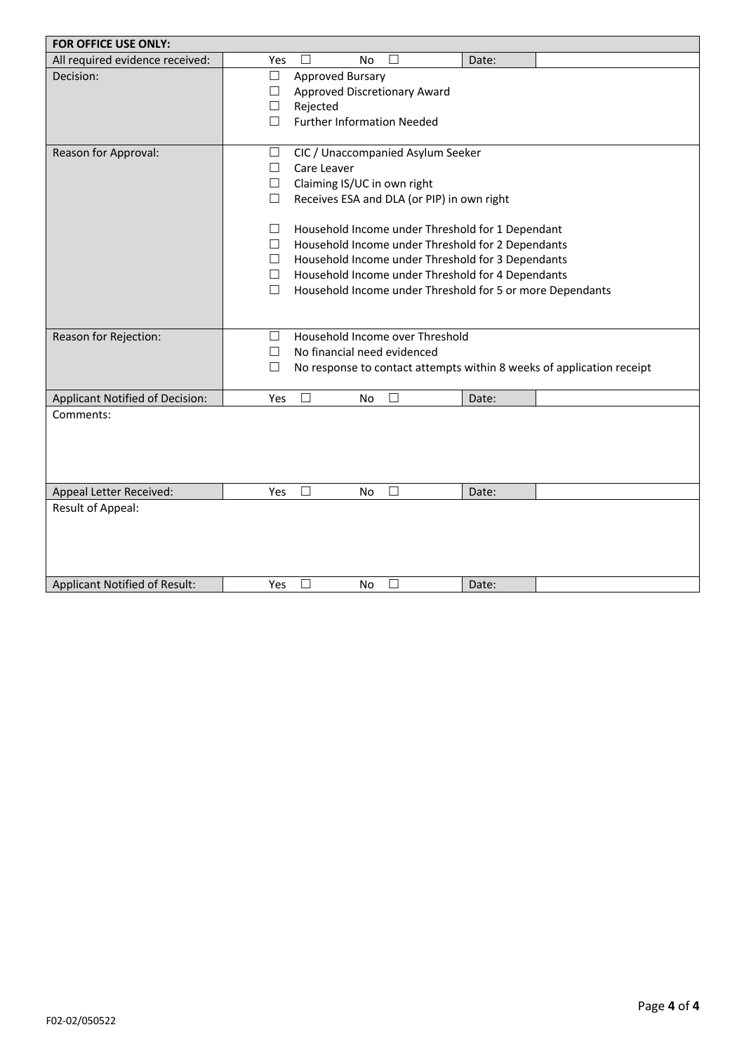| FOR OFFICE USE ONLY: | | | | | | |
|---|---|---|---|---|---|---|
| All required evidence received: | Yes ☐ | No ☐ | | Date: | |
| Decision: | ☐ Approved Bursary<br>☐ Approved Discretionary Award<br>☐ Rejected<br>☐ Further Information Needed | | | | |
| Reason for Approval: | ☐ CIC / Unaccompanied Asylum Seeker<br>☐ Care Leaver<br>☐ Claiming IS/UC in own right<br>☐ Receives ESA and DLA (or PIP) in own right<br><br>☐ Household Income under Threshold for 1 Dependant<br>☐ Household Income under Threshold for 2 Dependants<br>☐ Household Income under Threshold for 3 Dependants<br>☐ Household Income under Threshold for 4 Dependants<br>☐ Household Income under Threshold for 5 or more Dependants | | | | |
| Reason for Rejection: | ☐ Household Income over Threshold<br>☐ No financial need evidenced<br>☐ No response to contact attempts within 8 weeks of application receipt | | | | |
| Applicant Notified of Decision: | Yes ☐ | No ☐ | | Date: | |
| Comments: | | | | | |
| Appeal Letter Received: | Yes ☐ | No ☐ | | Date: | |
| Result of Appeal: | | | | | |
| Applicant Notified of Result: | Yes ☐ | No ☐ | | Date: | |

F02-02/050522